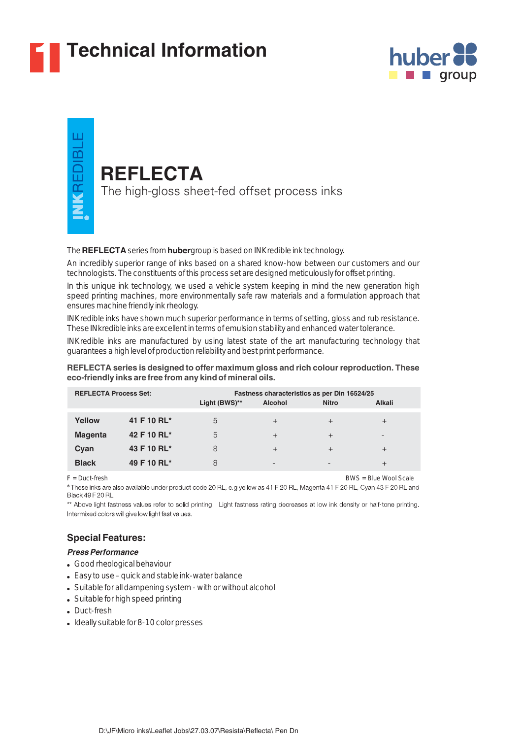# Technical Information

INKREDIBLE

## REFLECTA

The high-gloss sheet-fed offset process inks

The **REFLECTA** series from **huber**group is based on INKredible ink technology.

An incredibly superior range of inks based on a shared know-how between our customers and our technologists. The constituents of this process set are designed meticulously for offset printing.

In this unique ink technology, we used a vehicle system keeping in mind the new generation high speed printing machines, more environmentally safe raw materials and a formulation approach that ensures machine friendly ink rheology.

INKredible inks have shown much superior performance in terms of setting, gloss and rub resistance. These INkredible inks are excellent in terms of emulsion stability and enhanced water tolerance.

INKredible inks are manufactured by using latest state of the art manufacturing technology that guarantees a high level of production reliability and best print performance.

**REFLECTA series is designed to offer maximum gloss and rich colour reproduction. These eco-friendly inks are free from any kind of mineral oils.**

| REFLECTA Process Set: | | Fastness characteristics as per Din 16524/25 | | | |
|---|---|---|---|---|---|
| | | Light (BWS)** | Alcohol | Nitro | Alkali |
| **Yellow** | **41 F 10 RL*** | 5 | + | + | + |
| **Magenta** | **42 F 10 RL*** | 5 | + | + | - |
| **Cyan** | **43 F 10 RL*** | 8 | + | + | + |
| **Black** | **49 F 10 RL*** | 8 | - | - | + |

F = Duct-fresh    BWS = Blue Wool Scale

* These inks are also available under product code 20 RL, e.g yellow as 41 F 20 RL, Magenta 41 F 20 RL, Cyan 43 F 20 RL and Black 49 F 20 RL

** Above light fastness values refer to solid printing. Light fastness rating decreases at low ink density or half-tone printing. Intermixed colors will give low light fast values.

### Special Features:

***Press Performance***

- Good rheological behaviour
- Easy to use – quick and stable ink-water balance
- Suitable for all dampening system - with or without alcohol
- Suitable for high speed printing
- Duct-fresh
- Ideally suitable for 8-10 color presses

D:\JF\Micro inks\Leaflet Jobs\27.03.07\Resista\Reflecta\ Pen Dn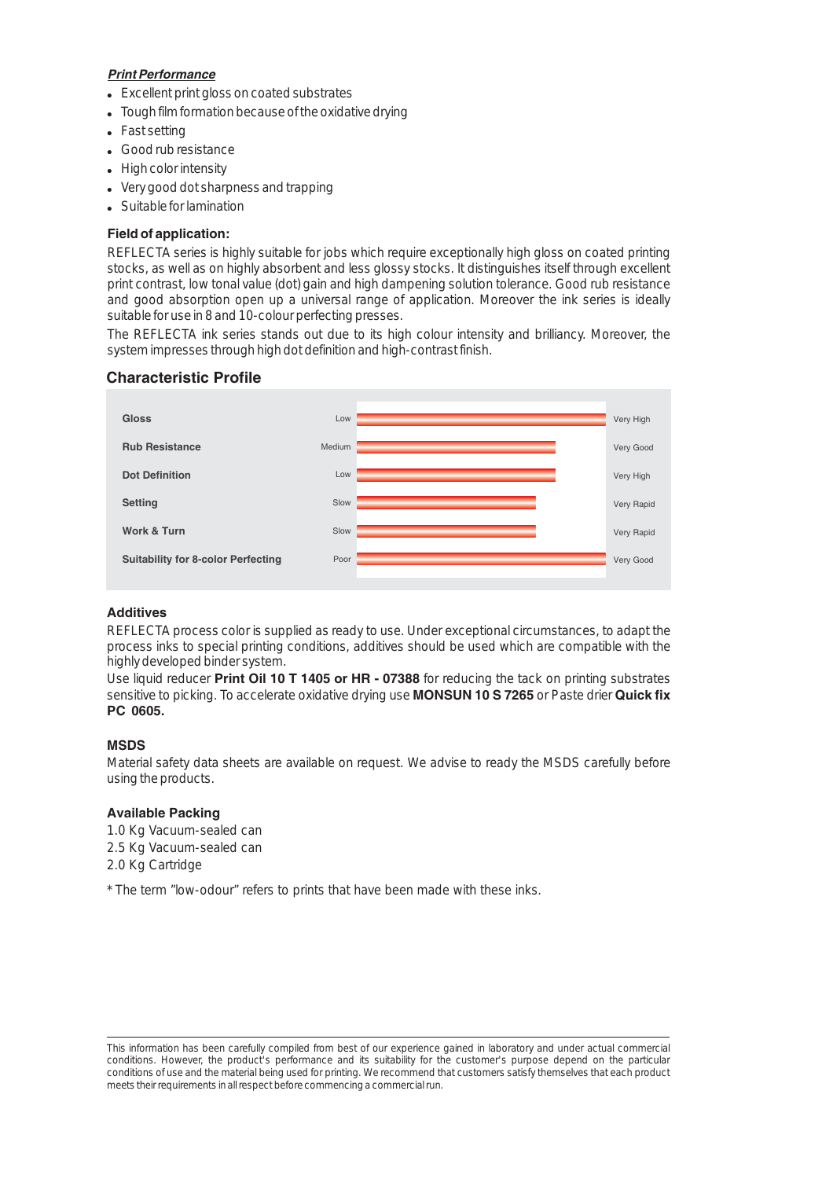***Print Performance***

- Excellent print gloss on coated substrates
- Tough film formation because of the oxidative drying
- Fast setting
- Good rub resistance
- High color intensity
- Very good dot sharpness and trapping
- Suitable for lamination

**Field of application:**

REFLECTA series is highly suitable for jobs which require exceptionally high gloss on coated printing stocks, as well as on highly absorbent and less glossy stocks. It distinguishes itself through excellent print contrast, low tonal value (dot) gain and high dampening solution tolerance. Good rub resistance and good absorption open up a universal range of application. Moreover the ink series is ideally suitable for use in 8 and 10-colour perfecting presses.

The REFLECTA ink series stands out due to its high colour intensity and brilliancy. Moreover, the system impresses through high dot definition and high-contrast finish.

## Characteristic Profile

Gloss — Low — Very High

Rub Resistance — Medium — Very Good

Dot Definition — Low — Very High

Setting — Slow — Very Rapid

Work & Turn — Slow — Very Rapid

Suitability for 8-color Perfecting — Poor — Very Good

### Additives

REFLECTA process color is supplied as ready to use. Under exceptional circumstances, to adapt the process inks to special printing conditions, additives should be used which are compatible with the highly developed binder system.

Use liquid reducer **Print Oil 10 T 1405 or HR - 07388** for reducing the tack on printing substrates sensitive to picking. To accelerate oxidative drying use **MONSUN 10 S 7265** or Paste drier **Quick fix PC 0605.**

### MSDS

Material safety data sheets are available on request. We advise to ready the MSDS carefully before using the products.

### Available Packing

1.0 Kg Vacuum-sealed can

2.5 Kg Vacuum-sealed can

2.0 Kg Cartridge

* The term "low-odour" refers to prints that have been made with these inks.

This information has been carefully compiled from best of our experience gained in laboratory and under actual commercial conditions. However, the product's performance and its suitability for the customer's purpose depend on the particular conditions of use and the material being used for printing. We recommend that customers satisfy themselves that each product meets their requirements in all respect before commencing a commercial run.